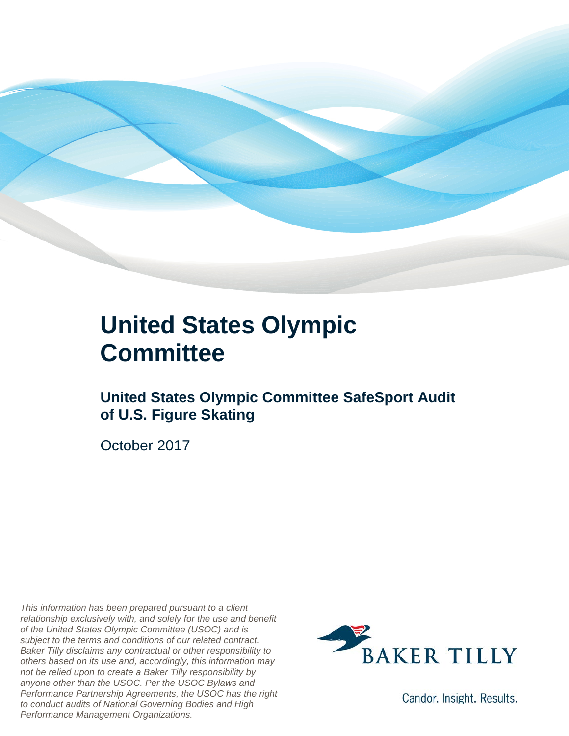# United States Olympic Committee

## United States Olympic Committee SafeSport Audit of U.S. Figure Skating

October 2017

*This information has been prepared pursuant to a client relationship exclusively with, and solely for the use and benefit of the United States Olympic Committee (USOC) and is subject to the terms and conditions of our related contract. Baker Tilly disclaims any contractual or other responsibility to others based on its use and, accordingly, this information may not be relied upon to create a Baker Tilly responsibility by anyone other than the USOC. Per the USOC Bylaws and Performance Partnership Agreements, the USOC has the right to conduct audits of National Governing Bodies and High Performance Management Organizations.*

BAKER TILLY

Candor. Insight. Results.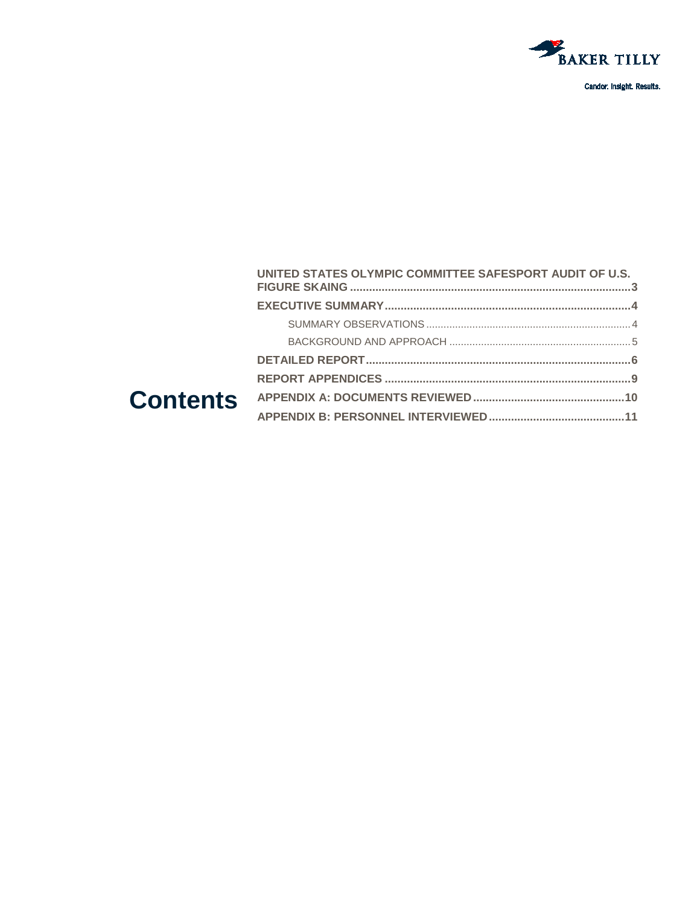# Contents

UNITED STATES OLYMPIC COMMITTEE SAFESPORT AUDIT OF U.S. FIGURE SKAING ........................................................................................3

EXECUTIVE SUMMARY.............................................................................4

SUMMARY OBSERVATIONS ......................................................................4

BACKGROUND AND APPROACH ..............................................................5

DETAILED REPORT...................................................................................6

REPORT APPENDICES .............................................................................9

APPENDIX A: DOCUMENTS REVIEWED................................................10

APPENDIX B: PERSONNEL INTERVIEWED...........................................11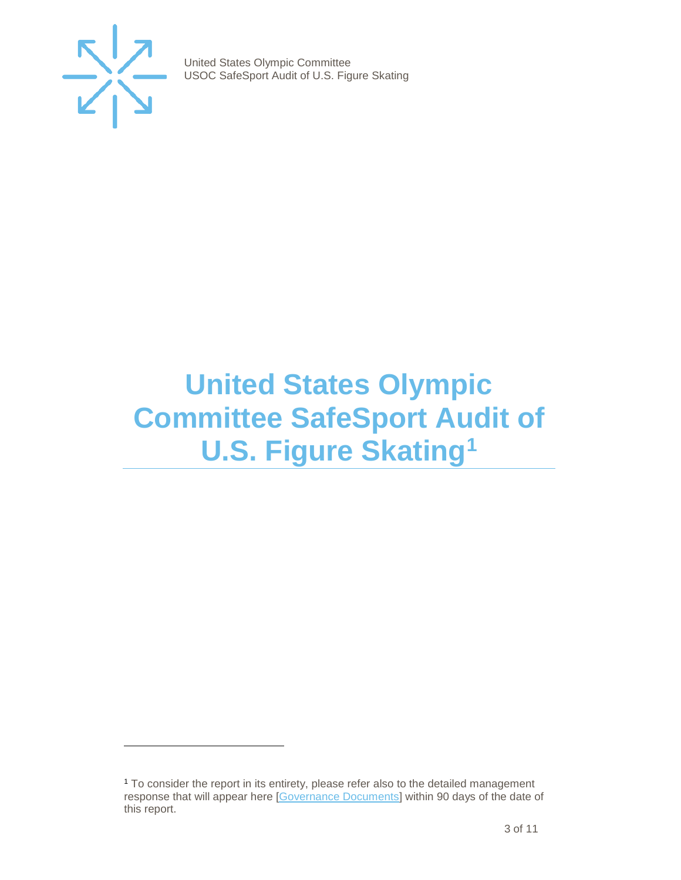# United States Olympic Committee SafeSport Audit of U.S. Figure Skating[1]

[1] To consider the report in its entirety, please refer also to the detailed management response that will appear here [Governance Documents] within 90 days of the date of this report.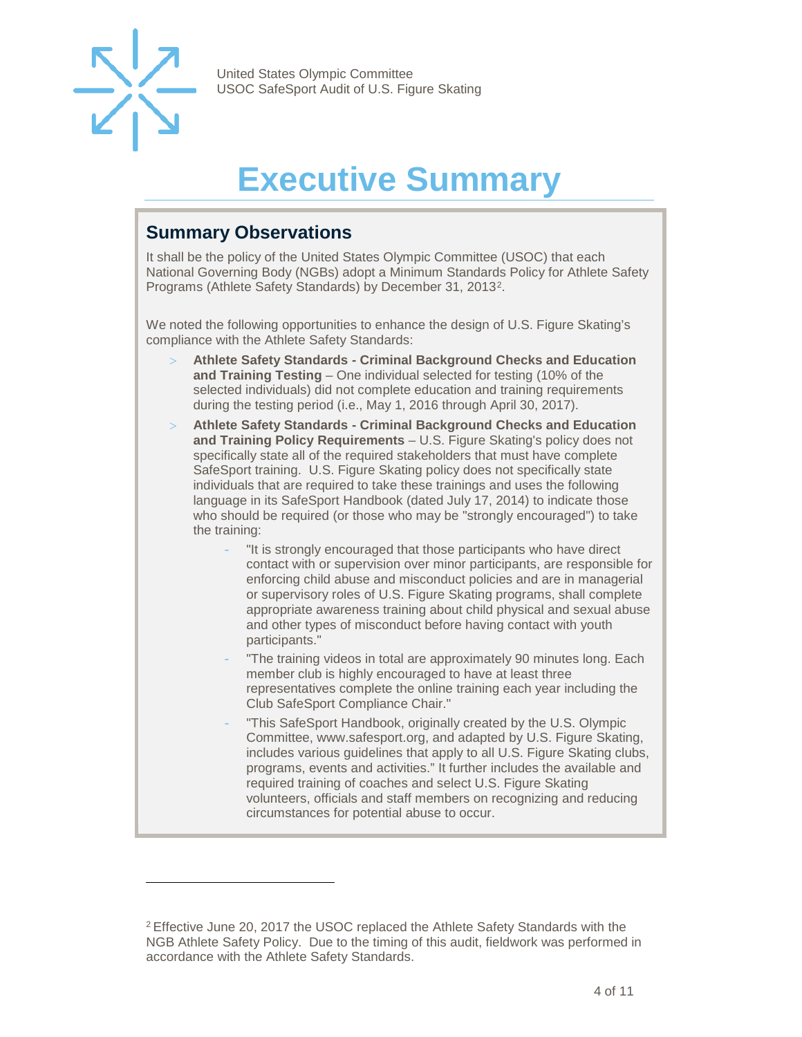# Executive Summary

## Summary Observations

It shall be the policy of the United States Olympic Committee (USOC) that each National Governing Body (NGBs) adopt a Minimum Standards Policy for Athlete Safety Programs (Athlete Safety Standards) by December 31, 2013[2].

We noted the following opportunities to enhance the design of U.S. Figure Skating's compliance with the Athlete Safety Standards:

- **Athlete Safety Standards - Criminal Background Checks and Education and Training Testing** – One individual selected for testing (10% of the selected individuals) did not complete education and training requirements during the testing period (i.e., May 1, 2016 through April 30, 2017).
- **Athlete Safety Standards - Criminal Background Checks and Education and Training Policy Requirements** – U.S. Figure Skating's policy does not specifically state all of the required stakeholders that must have complete SafeSport training. U.S. Figure Skating policy does not specifically state individuals that are required to take these trainings and uses the following language in its SafeSport Handbook (dated July 17, 2014) to indicate those who should be required (or those who may be "strongly encouraged") to take the training:
  - "It is strongly encouraged that those participants who have direct contact with or supervision over minor participants, are responsible for enforcing child abuse and misconduct policies and are in managerial or supervisory roles of U.S. Figure Skating programs, shall complete appropriate awareness training about child physical and sexual abuse and other types of misconduct before having contact with youth participants."
  - "The training videos in total are approximately 90 minutes long. Each member club is highly encouraged to have at least three representatives complete the online training each year including the Club SafeSport Compliance Chair."
  - "This SafeSport Handbook, originally created by the U.S. Olympic Committee, www.safesport.org, and adapted by U.S. Figure Skating, includes various guidelines that apply to all U.S. Figure Skating clubs, programs, events and activities." It further includes the available and required training of coaches and select U.S. Figure Skating volunteers, officials and staff members on recognizing and reducing circumstances for potential abuse to occur.

[2] Effective June 20, 2017 the USOC replaced the Athlete Safety Standards with the NGB Athlete Safety Policy. Due to the timing of this audit, fieldwork was performed in accordance with the Athlete Safety Standards.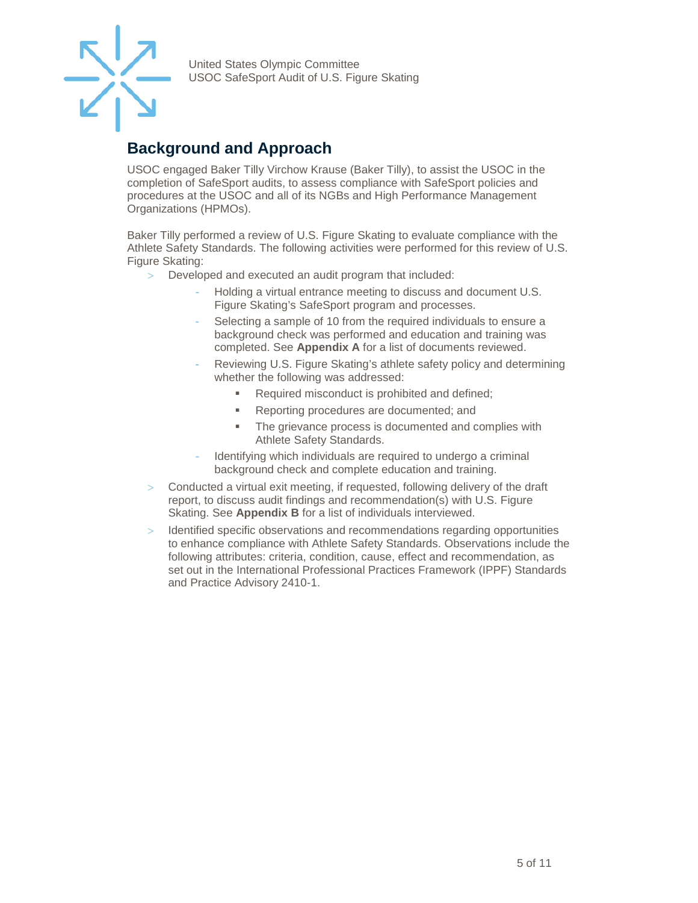## Background and Approach

USOC engaged Baker Tilly Virchow Krause (Baker Tilly), to assist the USOC in the completion of SafeSport audits, to assess compliance with SafeSport policies and procedures at the USOC and all of its NGBs and High Performance Management Organizations (HPMOs).

Baker Tilly performed a review of U.S. Figure Skating to evaluate compliance with the Athlete Safety Standards. The following activities were performed for this review of U.S. Figure Skating:

- Developed and executed an audit program that included:
  - Holding a virtual entrance meeting to discuss and document U.S. Figure Skating's SafeSport program and processes.
  - Selecting a sample of 10 from the required individuals to ensure a background check was performed and education and training was completed. See **Appendix A** for a list of documents reviewed.
  - Reviewing U.S. Figure Skating's athlete safety policy and determining whether the following was addressed:
    - Required misconduct is prohibited and defined;
    - Reporting procedures are documented; and
    - The grievance process is documented and complies with Athlete Safety Standards.
  - Identifying which individuals are required to undergo a criminal background check and complete education and training.
- Conducted a virtual exit meeting, if requested, following delivery of the draft report, to discuss audit findings and recommendation(s) with U.S. Figure Skating. See **Appendix B** for a list of individuals interviewed.
- Identified specific observations and recommendations regarding opportunities to enhance compliance with Athlete Safety Standards. Observations include the following attributes: criteria, condition, cause, effect and recommendation, as set out in the International Professional Practices Framework (IPPF) Standards and Practice Advisory 2410-1.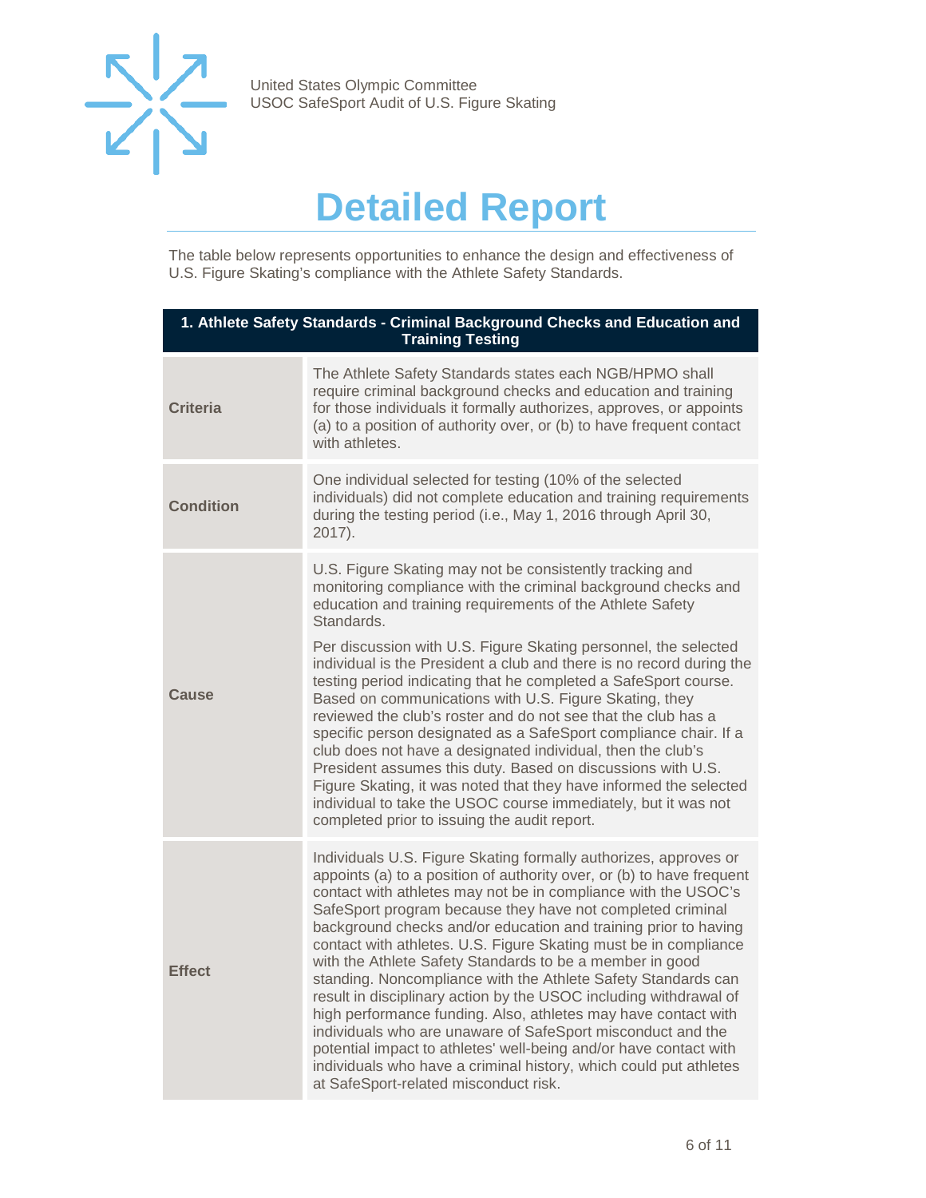# Detailed Report

The table below represents opportunities to enhance the design and effectiveness of U.S. Figure Skating's compliance with the Athlete Safety Standards.

| **1. Athlete Safety Standards - Criminal Background Checks and Education and Training Testing** | |
|---|---|
| **Criteria** | The Athlete Safety Standards states each NGB/HPMO shall require criminal background checks and education and training for those individuals it formally authorizes, approves, or appoints (a) to a position of authority over, or (b) to have frequent contact with athletes. |
| **Condition** | One individual selected for testing (10% of the selected individuals) did not complete education and training requirements during the testing period (i.e., May 1, 2016 through April 30, 2017). |
| **Cause** | U.S. Figure Skating may not be consistently tracking and monitoring compliance with the criminal background checks and education and training requirements of the Athlete Safety Standards.<br><br>Per discussion with U.S. Figure Skating personnel, the selected individual is the President a club and there is no record during the testing period indicating that he completed a SafeSport course. Based on communications with U.S. Figure Skating, they reviewed the club's roster and do not see that the club has a specific person designated as a SafeSport compliance chair. If a club does not have a designated individual, then the club's President assumes this duty. Based on discussions with U.S. Figure Skating, it was noted that they have informed the selected individual to take the USOC course immediately, but it was not completed prior to issuing the audit report. |
| **Effect** | Individuals U.S. Figure Skating formally authorizes, approves or appoints (a) to a position of authority over, or (b) to have frequent contact with athletes may not be in compliance with the USOC's SafeSport program because they have not completed criminal background checks and/or education and training prior to having contact with athletes. U.S. Figure Skating must be in compliance with the Athlete Safety Standards to be a member in good standing. Noncompliance with the Athlete Safety Standards can result in disciplinary action by the USOC including withdrawal of high performance funding. Also, athletes may have contact with individuals who are unaware of SafeSport misconduct and the potential impact to athletes' well-being and/or have contact with individuals who have a criminal history, which could put athletes at SafeSport-related misconduct risk. |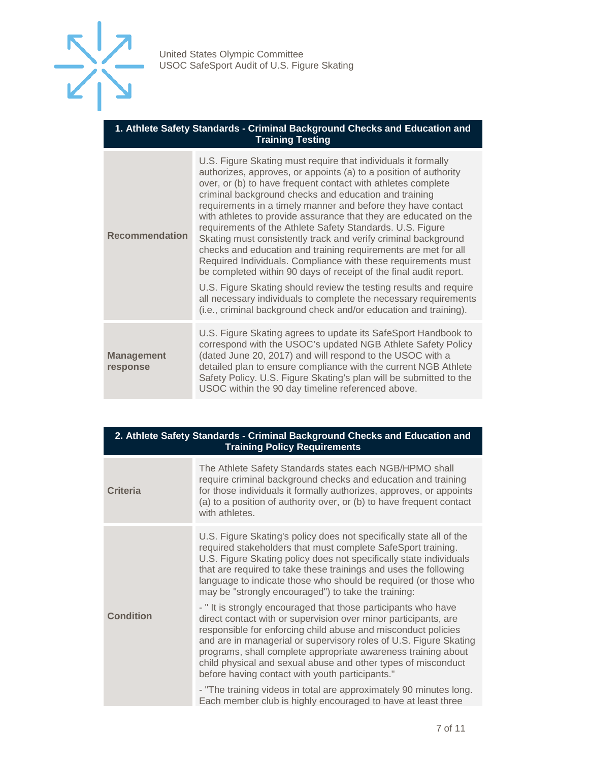| 1. Athlete Safety Standards - Criminal Background Checks and Education and Training Testing | |
|---|---|
| **Recommendation** | U.S. Figure Skating must require that individuals it formally authorizes, approves, or appoints (a) to a position of authority over, or (b) to have frequent contact with athletes complete criminal background checks and education and training requirements in a timely manner and before they have contact with athletes to provide assurance that they are educated on the requirements of the Athlete Safety Standards. U.S. Figure Skating must consistently track and verify criminal background checks and education and training requirements are met for all Required Individuals. Compliance with these requirements must be completed within 90 days of receipt of the final audit report.<br><br>U.S. Figure Skating should review the testing results and require all necessary individuals to complete the necessary requirements (i.e., criminal background check and/or education and training). |
| **Management response** | U.S. Figure Skating agrees to update its SafeSport Handbook to correspond with the USOC's updated NGB Athlete Safety Policy (dated June 20, 2017) and will respond to the USOC with a detailed plan to ensure compliance with the current NGB Athlete Safety Policy. U.S. Figure Skating's plan will be submitted to the USOC within the 90 day timeline referenced above. |

| 2. Athlete Safety Standards - Criminal Background Checks and Education and Training Policy Requirements | |
|---|---|
| **Criteria** | The Athlete Safety Standards states each NGB/HPMO shall require criminal background checks and education and training for those individuals it formally authorizes, approves, or appoints (a) to a position of authority over, or (b) to have frequent contact with athletes. |
| **Condition** | U.S. Figure Skating's policy does not specifically state all of the required stakeholders that must complete SafeSport training. U.S. Figure Skating policy does not specifically state individuals that are required to take these trainings and uses the following language to indicate those who should be required (or those who may be "strongly encouraged") to take the training:<br><br>- " It is strongly encouraged that those participants who have direct contact with or supervision over minor participants, are responsible for enforcing child abuse and misconduct policies and are in managerial or supervisory roles of U.S. Figure Skating programs, shall complete appropriate awareness training about child physical and sexual abuse and other types of misconduct before having contact with youth participants."<br><br>- "The training videos in total are approximately 90 minutes long. Each member club is highly encouraged to have at least three |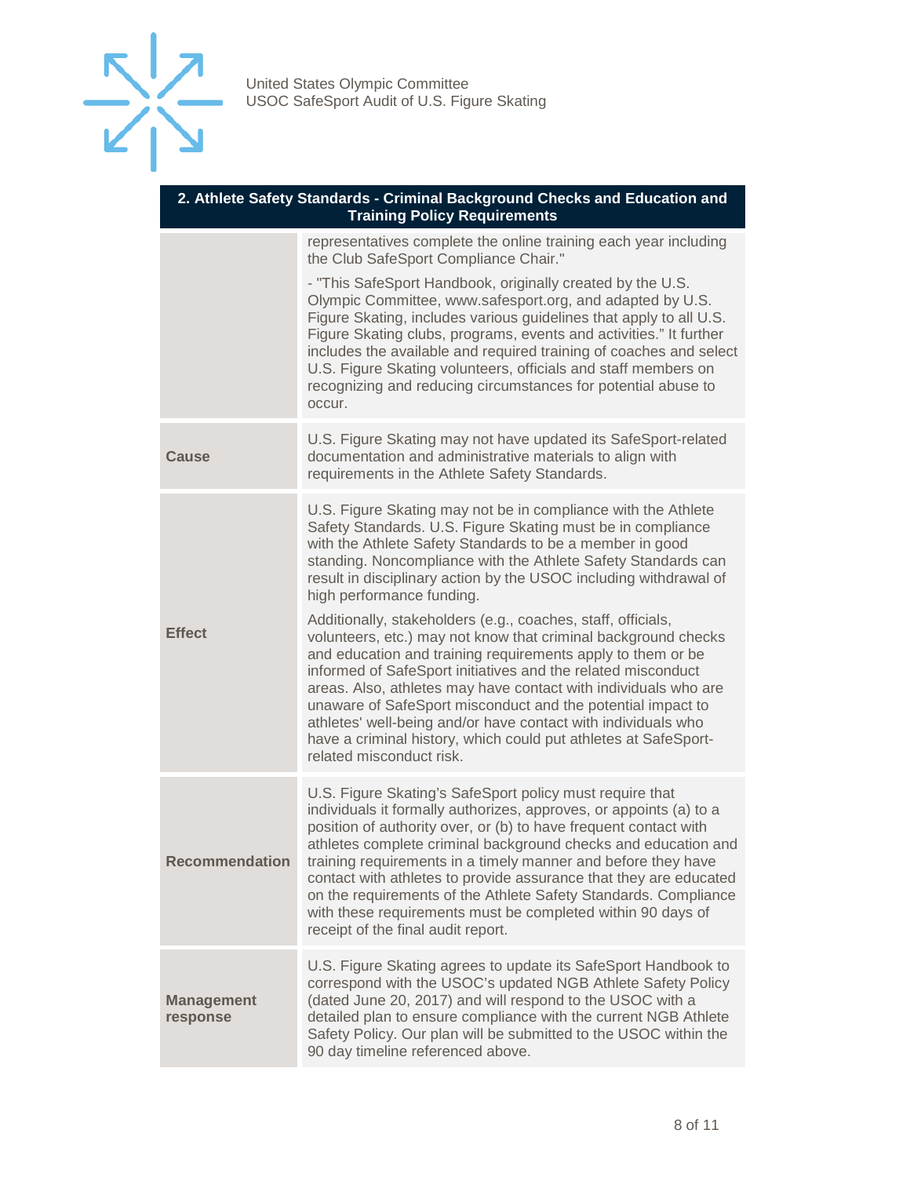| 2. Athlete Safety Standards - Criminal Background Checks and Education and Training Policy Requirements | |
|---|---|
| | representatives complete the online training each year including the Club SafeSport Compliance Chair."<br><br>- "This SafeSport Handbook, originally created by the U.S. Olympic Committee, www.safesport.org, and adapted by U.S. Figure Skating, includes various guidelines that apply to all U.S. Figure Skating clubs, programs, events and activities." It further includes the available and required training of coaches and select U.S. Figure Skating volunteers, officials and staff members on recognizing and reducing circumstances for potential abuse to occur. |
| **Cause** | U.S. Figure Skating may not have updated its SafeSport-related documentation and administrative materials to align with requirements in the Athlete Safety Standards. |
| **Effect** | U.S. Figure Skating may not be in compliance with the Athlete Safety Standards. U.S. Figure Skating must be in compliance with the Athlete Safety Standards to be a member in good standing. Noncompliance with the Athlete Safety Standards can result in disciplinary action by the USOC including withdrawal of high performance funding.<br><br>Additionally, stakeholders (e.g., coaches, staff, officials, volunteers, etc.) may not know that criminal background checks and education and training requirements apply to them or be informed of SafeSport initiatives and the related misconduct areas. Also, athletes may have contact with individuals who are unaware of SafeSport misconduct and the potential impact to athletes' well-being and/or have contact with individuals who have a criminal history, which could put athletes at SafeSport-related misconduct risk. |
| **Recommendation** | U.S. Figure Skating's SafeSport policy must require that individuals it formally authorizes, approves, or appoints (a) to a position of authority over, or (b) to have frequent contact with athletes complete criminal background checks and education and training requirements in a timely manner and before they have contact with athletes to provide assurance that they are educated on the requirements of the Athlete Safety Standards. Compliance with these requirements must be completed within 90 days of receipt of the final audit report. |
| **Management response** | U.S. Figure Skating agrees to update its SafeSport Handbook to correspond with the USOC's updated NGB Athlete Safety Policy (dated June 20, 2017) and will respond to the USOC with a detailed plan to ensure compliance with the current NGB Athlete Safety Policy. Our plan will be submitted to the USOC within the 90 day timeline referenced above. |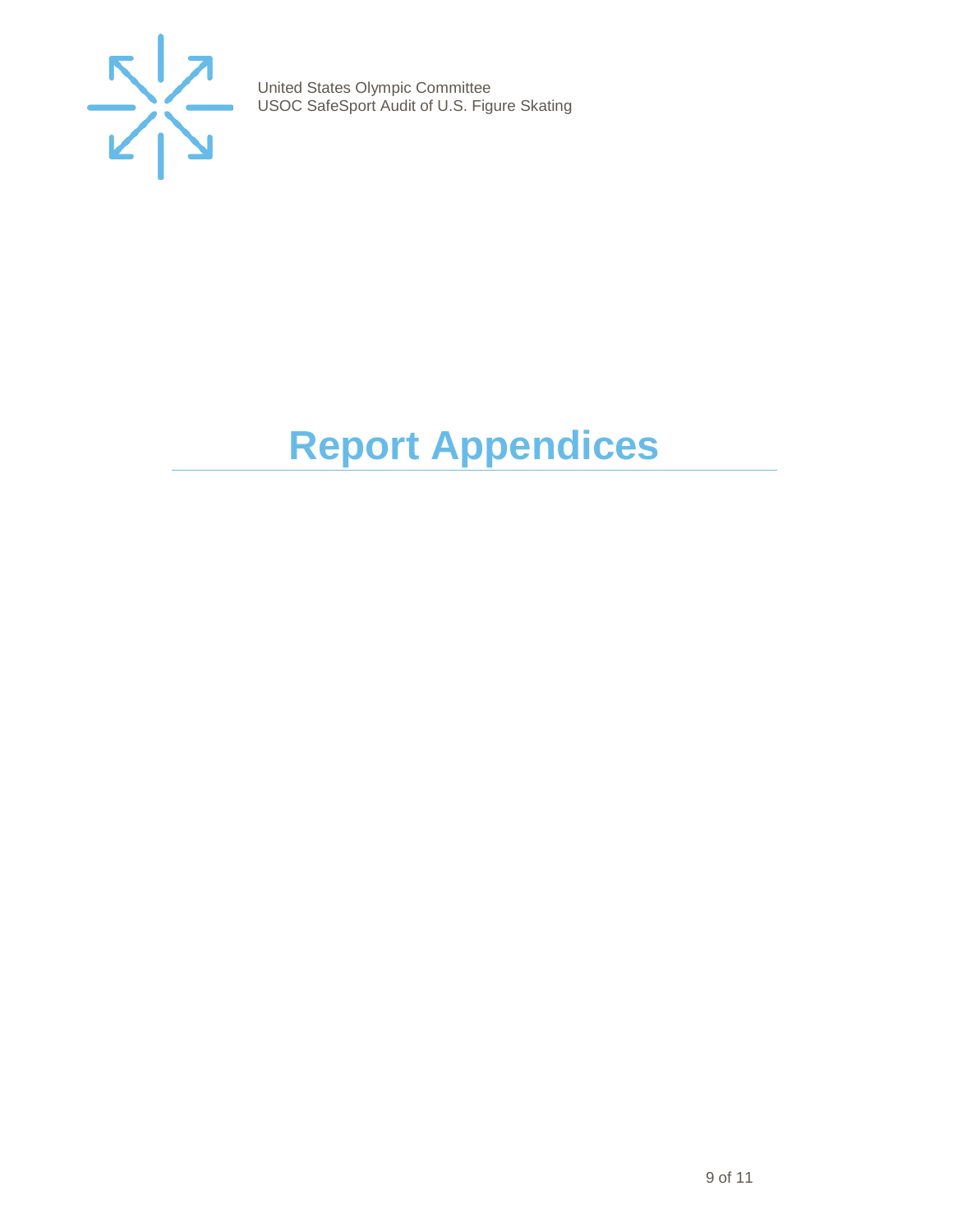# Report Appendices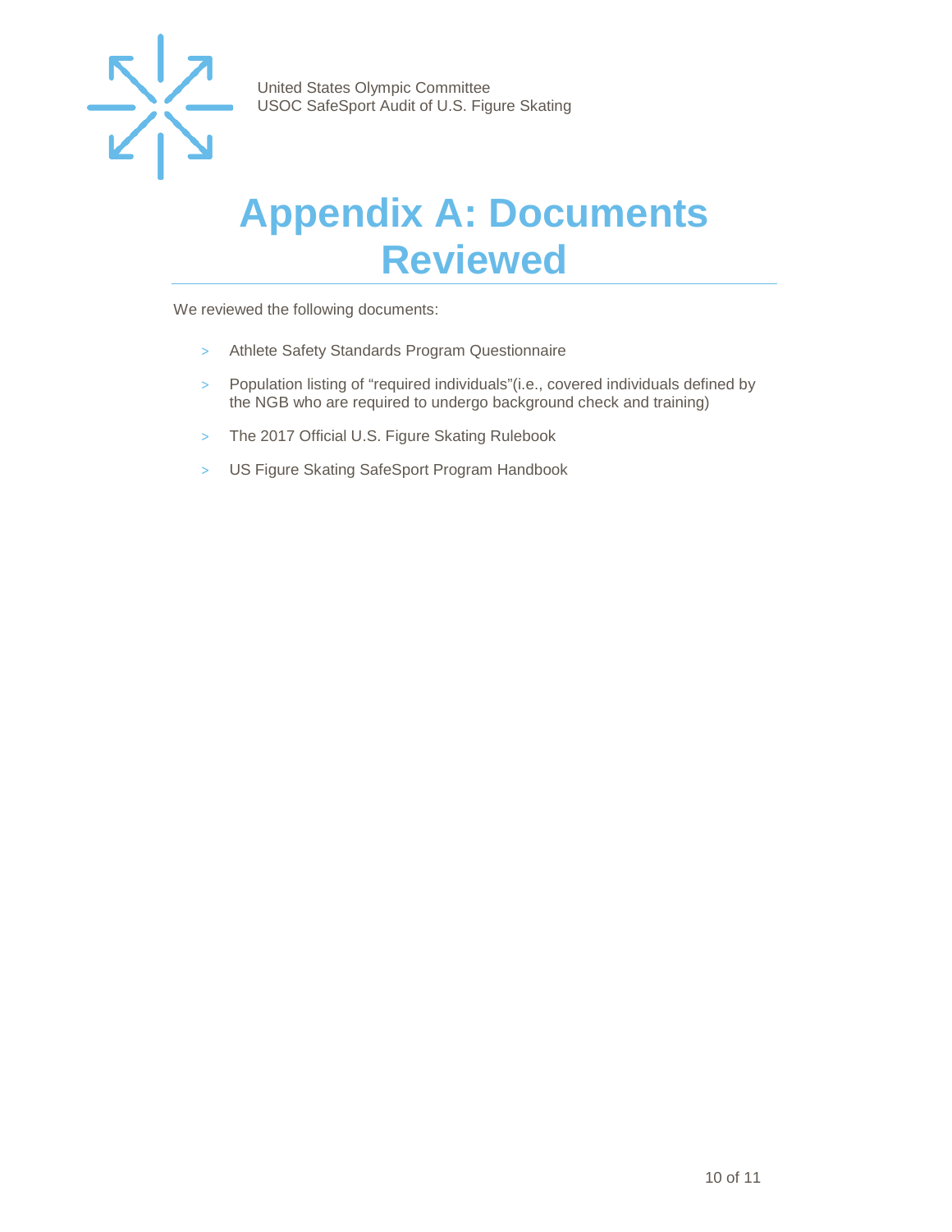# Appendix A: Documents Reviewed

We reviewed the following documents:

- Athlete Safety Standards Program Questionnaire
- Population listing of “required individuals”(i.e., covered individuals defined by the NGB who are required to undergo background check and training)
- The 2017 Official U.S. Figure Skating Rulebook
- US Figure Skating SafeSport Program Handbook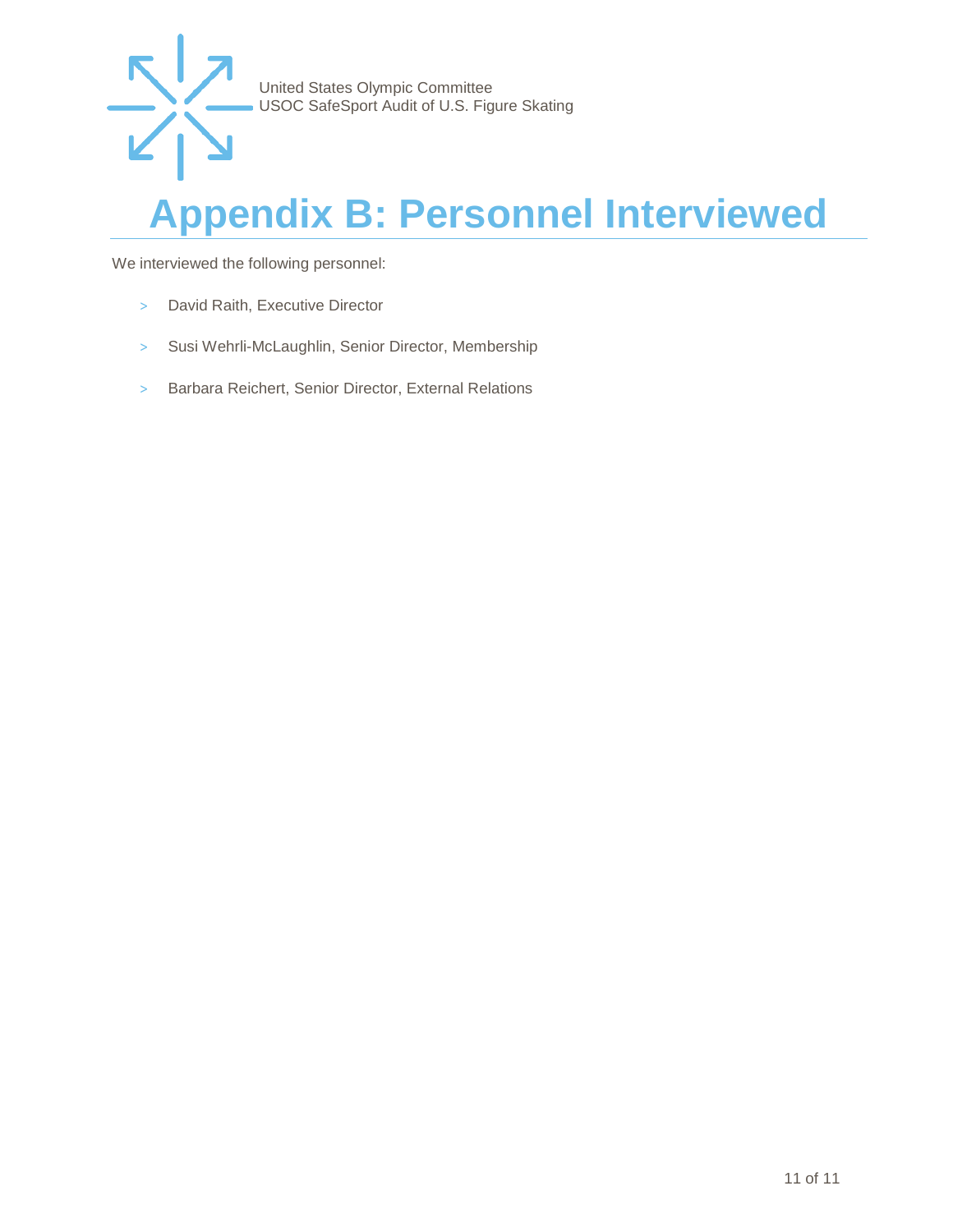# Appendix B: Personnel Interviewed

We interviewed the following personnel:

- David Raith, Executive Director
- Susi Wehrli-McLaughlin, Senior Director, Membership
- Barbara Reichert, Senior Director, External Relations